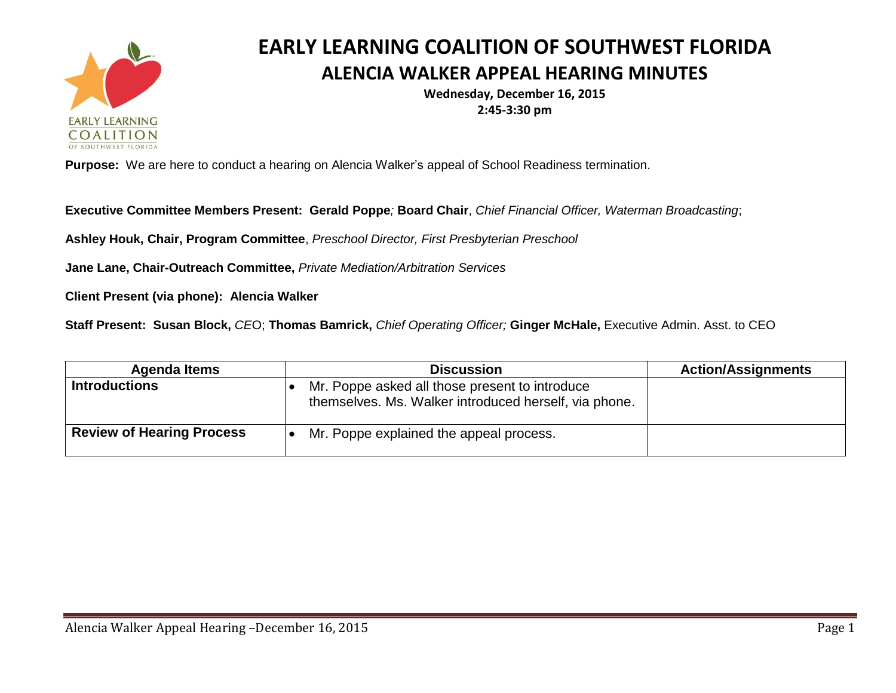# EARLY LEARNING COALITION OF SOUTHWEST FLORIDA

## ALENCIA WALKER APPEAL HEARING MINUTES

**Wednesday, December 16, 2015**

**2:45-3:30 pm**

**Purpose:** We are here to conduct a hearing on Alencia Walker's appeal of School Readiness termination.

**Executive Committee Members Present: Gerald Poppe***;* **Board Chair**, *Chief Financial Officer, Waterman Broadcasting*;

**Ashley Houk, Chair, Program Committee**, *Preschool Director, First Presbyterian Preschool*

**Jane Lane, Chair-Outreach Committee,** *Private Mediation/Arbitration Services*

**Client Present (via phone): Alencia Walker**

**Staff Present: Susan Block,** *CEO*; **Thomas Bamrick,** *Chief Operating Officer;* **Ginger McHale,** Executive Admin. Asst. to CEO

| Agenda Items | Discussion | Action/Assignments |
|---|---|---|
| **Introductions** | • Mr. Poppe asked all those present to introduce themselves. Ms. Walker introduced herself, via phone. | |
| **Review of Hearing Process** | • Mr. Poppe explained the appeal process. | |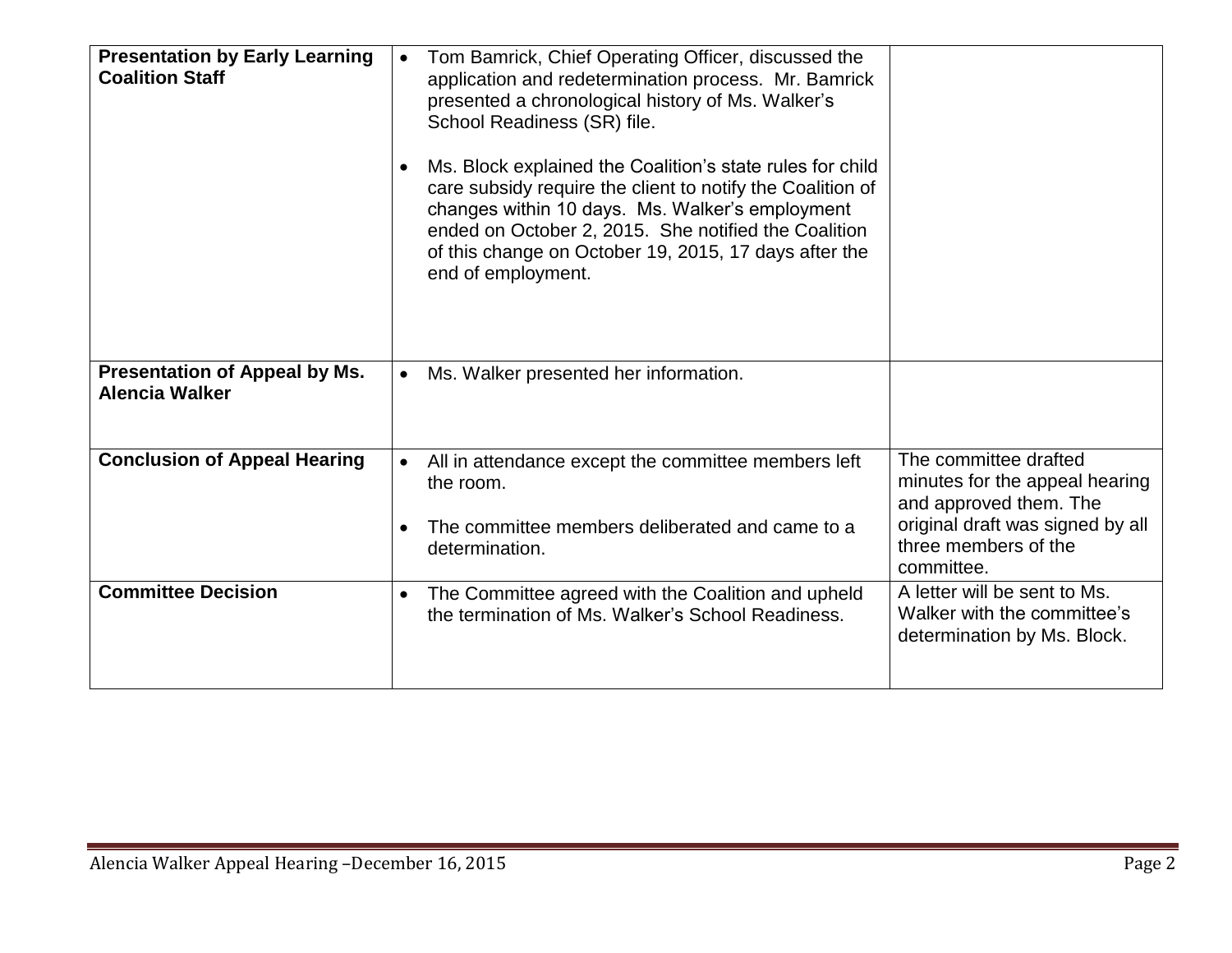| | | |
|---|---|---|
| **Presentation by Early Learning Coalition Staff** | • Tom Bamrick, Chief Operating Officer, discussed the application and redetermination process. Mr. Bamrick presented a chronological history of Ms. Walker's School Readiness (SR) file.<br><br>• Ms. Block explained the Coalition's state rules for child care subsidy require the client to notify the Coalition of changes within 10 days. Ms. Walker's employment ended on October 2, 2015. She notified the Coalition of this change on October 19, 2015, 17 days after the end of employment. | |
| **Presentation of Appeal by Ms. Alencia Walker** | • Ms. Walker presented her information. | |
| **Conclusion of Appeal Hearing** | • All in attendance except the committee members left the room.<br><br>• The committee members deliberated and came to a determination. | The committee drafted minutes for the appeal hearing and approved them. The original draft was signed by all three members of the committee. |
| **Committee Decision** | • The Committee agreed with the Coalition and upheld the termination of Ms. Walker's School Readiness. | A letter will be sent to Ms. Walker with the committee's determination by Ms. Block. |